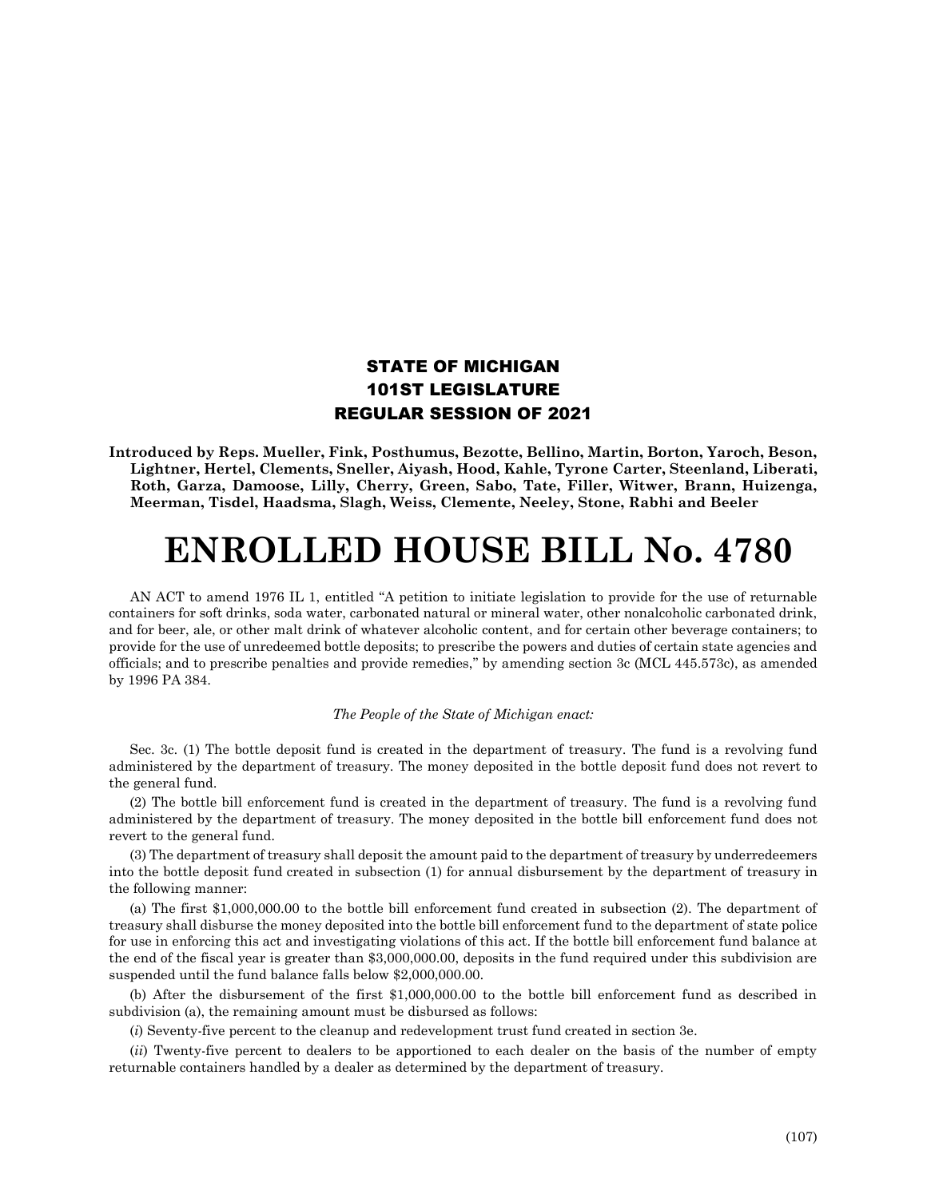**STATE OF MICHIGAN**
**101ST LEGISLATURE**
**REGULAR SESSION OF 2021**

**Introduced by Reps. Mueller, Fink, Posthumus, Bezotte, Bellino, Martin, Borton, Yaroch, Beson, Lightner, Hertel, Clements, Sneller, Aiyash, Hood, Kahle, Tyrone Carter, Steenland, Liberati, Roth, Garza, Damoose, Lilly, Cherry, Green, Sabo, Tate, Filler, Witwer, Brann, Huizenga, Meerman, Tisdel, Haadsma, Slagh, Weiss, Clemente, Neeley, Stone, Rabhi and Beeler**

# ENROLLED HOUSE BILL No. 4780

AN ACT to amend 1976 IL 1, entitled "A petition to initiate legislation to provide for the use of returnable containers for soft drinks, soda water, carbonated natural or mineral water, other nonalcoholic carbonated drink, and for beer, ale, or other malt drink of whatever alcoholic content, and for certain other beverage containers; to provide for the use of unredeemed bottle deposits; to prescribe the powers and duties of certain state agencies and officials; and to prescribe penalties and provide remedies," by amending section 3c (MCL 445.573c), as amended by 1996 PA 384.

*The People of the State of Michigan enact:*

Sec. 3c. (1) The bottle deposit fund is created in the department of treasury. The fund is a revolving fund administered by the department of treasury. The money deposited in the bottle deposit fund does not revert to the general fund.

(2) The bottle bill enforcement fund is created in the department of treasury. The fund is a revolving fund administered by the department of treasury. The money deposited in the bottle bill enforcement fund does not revert to the general fund.

(3) The department of treasury shall deposit the amount paid to the department of treasury by underredeemers into the bottle deposit fund created in subsection (1) for annual disbursement by the department of treasury in the following manner:

(a) The first $1,000,000.00 to the bottle bill enforcement fund created in subsection (2). The department of treasury shall disburse the money deposited into the bottle bill enforcement fund to the department of state police for use in enforcing this act and investigating violations of this act. If the bottle bill enforcement fund balance at the end of the fiscal year is greater than $3,000,000.00, deposits in the fund required under this subdivision are suspended until the fund balance falls below $2,000,000.00.

(b) After the disbursement of the first $1,000,000.00 to the bottle bill enforcement fund as described in subdivision (a), the remaining amount must be disbursed as follows:

(*i*) Seventy-five percent to the cleanup and redevelopment trust fund created in section 3e.

(*ii*) Twenty-five percent to dealers to be apportioned to each dealer on the basis of the number of empty returnable containers handled by a dealer as determined by the department of treasury.

(107)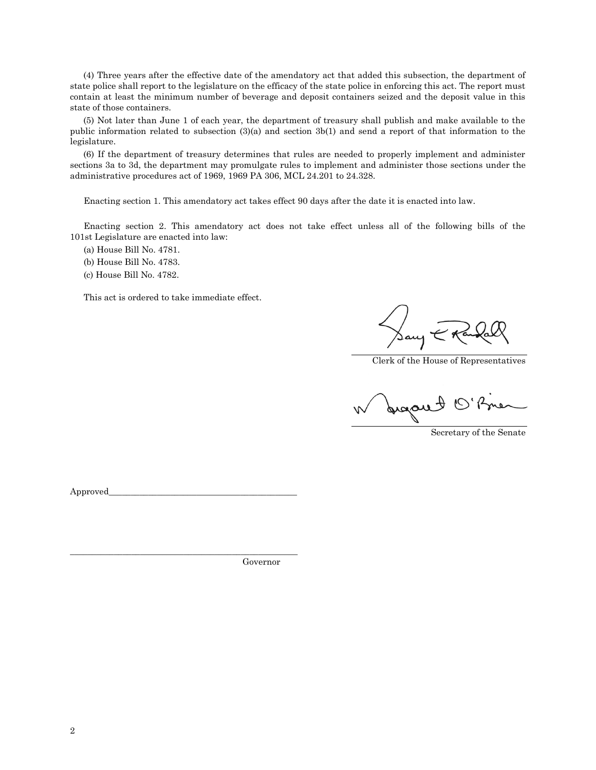(4) Three years after the effective date of the amendatory act that added this subsection, the department of state police shall report to the legislature on the efficacy of the state police in enforcing this act. The report must contain at least the minimum number of beverage and deposit containers seized and the deposit value in this state of those containers.

(5) Not later than June 1 of each year, the department of treasury shall publish and make available to the public information related to subsection (3)(a) and section 3b(1) and send a report of that information to the legislature.

(6) If the department of treasury determines that rules are needed to properly implement and administer sections 3a to 3d, the department may promulgate rules to implement and administer those sections under the administrative procedures act of 1969, 1969 PA 306, MCL 24.201 to 24.328.

Enacting section 1. This amendatory act takes effect 90 days after the date it is enacted into law.

Enacting section 2. This amendatory act does not take effect unless all of the following bills of the 101st Legislature are enacted into law:

(a) House Bill No. 4781.

(b) House Bill No. 4783.

(c) House Bill No. 4782.

This act is ordered to take immediate effect.

Clerk of the House of Representatives

Secretary of the Senate

Approved\_\_\_\_\_\_\_\_\_\_\_\_\_\_\_\_\_\_\_\_\_\_\_\_\_\_\_\_\_\_\_\_\_\_\_\_

\_\_\_\_\_\_\_\_\_\_\_\_\_\_\_\_\_\_\_\_\_\_\_\_\_\_\_\_\_\_\_\_\_\_\_\_\_\_\_\_\_\_\_\_

Governor